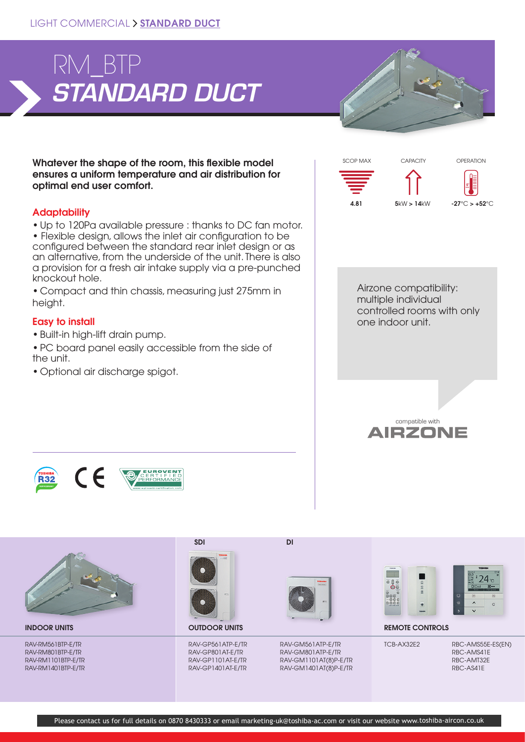LIGHT COMMERCIAL > **STANDARD DUCT**

# RM_BTP
# *STANDARD DUCT*

**Whatever the shape of the room, this flexible model ensures a uniform temperature and air distribution for optimal end user comfort.**

| SCOP MAX | CAPACITY | OPERATION |
|---|---|---|
| 4.81 | 5kW > 14kW | -27°C > +52°C |

## Adaptability

- Up to 120Pa available pressure : thanks to DC fan motor.
- Flexible design, allows the inlet air configuration to be configured between the standard rear inlet design or as an alternative, from the underside of the unit. There is also a provision for a fresh air intake supply via a pre-punched knockout hole.
- Compact and thin chassis, measuring just 275mm in height.

## Easy to install

- Built-in high-lift drain pump.
- PC board panel easily accessible from the side of the unit.
- Optional air discharge spigot.

Airzone compatibility: multiple individual controlled rooms with only one indoor unit.

compatible with AIRZONE

| INDOOR UNITS | OUTDOOR UNITS SDI | OUTDOOR UNITS DI | REMOTE CONTROLS | |
|---|---|---|---|---|
| RAV-RM561BTP-E/TR | RAV-GP561ATP-E/TR | RAV-GM561ATP-E/TR | TCB-AX32E2 | RBC-AMS55E-ES(EN) |
| RAV-RM801BTP-E/TR | RAV-GP801AT-E/TR | RAV-GM801ATP-E/TR | | RBC-AMS41E |
| RAV-RM1101BTP-E/TR | RAV-GP1101AT-E/TR | RAV-GM1101AT(8)P-E/TR | | RBC-AMT32E |
| RAV-RM1401BTP-E/TR | RAV-GP1401AT-E/TR | RAV-GM1401AT(8)P-E/TR | | RBC-AS41E |

Please contact us for full details on 0870 8430333 or email marketing-uk@toshiba-ac.com or visit our website www.toshiba-aircon.co.uk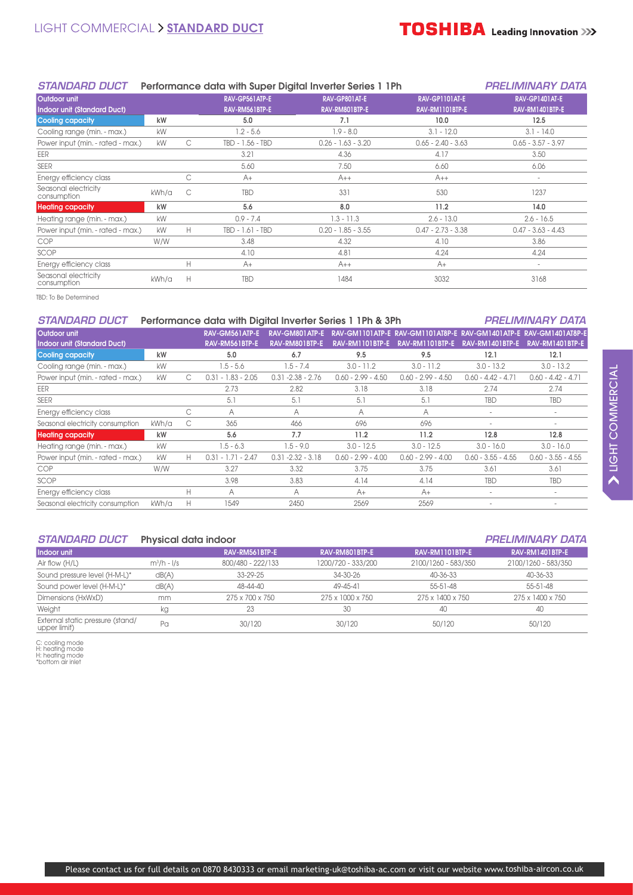LIGHT COMMERCIAL > **STANDARD DUCT**

**TOSHIBA** Leading Innovation

## *STANDARD DUCT* Performance data with Super Digital Inverter Series 1 1Ph *PRELIMINARY DATA*

| Outdoor unit | | | RAV-GP561ATP-E | RAV-GP801AT-E | RAV-GP1101AT-E | RAV-GP1401AT-E |
|---|---|---|---|---|---|---|
| Indoor unit (Standard Duct) | | | RAV-RM561BTP-E | RAV-RM801BTP-E | RAV-RM1101BTP-E | RAV-RM1401BTP-E |
| **Cooling capacity** | **kW** | | **5.0** | **7.1** | **10.0** | **12.5** |
| Cooling range (min. - max.) | kW | | 1.2 - 5.6 | 1.9 - 8.0 | 3.1 - 12.0 | 3.1 - 14.0 |
| Power input (min. - rated - max.) | kW | C | TBD - 1.56 - TBD | 0.26 - 1.63 - 3.20 | 0.65 - 2.40 - 3.63 | 0.65 - 3.57 - 3.97 |
| EER | | | 3.21 | 4.36 | 4.17 | 3.50 |
| SEER | | | 5.60 | 7.50 | 6.60 | 6.06 |
| Energy efficiency class | | C | A+ | A++ | A++ | - |
| Seasonal electricity consumption | kWh/a | C | TBD | 331 | 530 | 1237 |
| **Heating capacity** | **kW** | | **5.6** | **8.0** | **11.2** | **14.0** |
| Heating range (min. - max.) | kW | | 0.9 - 7.4 | 1.3 - 11.3 | 2.6 - 13.0 | 2.6 - 16.5 |
| Power input (min. - rated - max.) | kW | H | TBD - 1.61 - TBD | 0.20 - 1.85 - 3.55 | 0.47 - 2.73 - 3.38 | 0.47 - 3.63 - 4.43 |
| COP | W/W | | 3.48 | 4.32 | 4.10 | 3.86 |
| SCOP | | | 4.10 | 4.81 | 4.24 | 4.24 |
| Energy efficiency class | | H | A+ | A++ | A+ | - |
| Seasonal electricity consumption | kWh/a | H | TBD | 1484 | 3032 | 3168 |

TBD: To Be Determined

## *STANDARD DUCT* Performance data with Digital Inverter Series 1 1Ph & 3Ph *PRELIMINARY DATA*

| Outdoor unit | | | RAV-GM561ATP-E | RAV-GM801ATP-E | RAV-GM1101ATP-E | RAV-GM1101AT8P-E | RAV-GM1401ATP-E | RAV-GM1401AT8P-E |
|---|---|---|---|---|---|---|---|---|
| Indoor unit (Standard Duct) | | | RAV-RM561BTP-E | RAV-RM801BTP-E | RAV-RM1101BTP-E | RAV-RM1101BTP-E | RAV-RM1401BTP-E | RAV-RM1401BTP-E |
| **Cooling capacity** | **kW** | | **5.0** | **6.7** | **9.5** | **9.5** | **12.1** | **12.1** |
| Cooling range (min. - max.) | kW | | 1.5 - 5.6 | 1.5 - 7.4 | 3.0 - 11.2 | 3.0 - 11.2 | 3.0 - 13.2 | 3.0 - 13.2 |
| Power input (min. - rated - max.) | kW | C | 0.31 - 1.83 - 2.05 | 0.31 -2.38 - 2.76 | 0.60 - 2.99 - 4.50 | 0.60 - 2.99 - 4.50 | 0.60 - 4.42 - 4.71 | 0.60 - 4.42 - 4.71 |
| EER | | | 2.73 | 2.82 | 3.18 | 3.18 | 2.74 | 2.74 |
| SEER | | | 5.1 | 5.1 | 5.1 | 5.1 | TBD | TBD |
| Energy efficiency class | | C | A | A | A | A | - | - |
| Seasonal electricity consumption | kWh/a | C | 365 | 466 | 696 | 696 | - | - |
| **Heating capacity** | **kW** | | **5.6** | **7.7** | **11.2** | **11.2** | **12.8** | **12.8** |
| Heating range (min. - max.) | kW | | 1.5 - 6.3 | 1.5 - 9.0 | 3.0 - 12.5 | 3.0 - 12.5 | 3.0 - 16.0 | 3.0 - 16.0 |
| Power input (min. - rated - max.) | kW | H | 0.31 - 1.71 - 2.47 | 0.31 -2.32 - 3.18 | 0.60 - 2.99 - 4.00 | 0.60 - 2.99 - 4.00 | 0.60 - 3.55 - 4.55 | 0.60 - 3.55 - 4.55 |
| COP | W/W | | 3.27 | 3.32 | 3.75 | 3.75 | 3.61 | 3.61 |
| SCOP | | | 3.98 | 3.83 | 4.14 | 4.14 | TBD | TBD |
| Energy efficiency class | | H | A | A | A+ | A+ | - | - |
| Seasonal electricity consumption | kWh/a | H | 1549 | 2450 | 2569 | 2569 | - | - |

## *STANDARD DUCT* Physical data indoor *PRELIMINARY DATA*

| Indoor unit | | RAV-RM561BTP-E | RAV-RM801BTP-E | RAV-RM1101BTP-E | RAV-RM1401BTP-E |
|---|---|---|---|---|---|
| Air flow (H/L) | m³/h - l/s | 800/480 - 222/133 | 1200/720 - 333/200 | 2100/1260 - 583/350 | 2100/1260 - 583/350 |
| Sound pressure level (H-M-L)* | dB(A) | 33-29-25 | 34-30-26 | 40-36-33 | 40-36-33 |
| Sound power level (H-M-L)* | dB(A) | 48-44-40 | 49-45-41 | 55-51-48 | 55-51-48 |
| Dimensions (HxWxD) | mm | 275 x 700 x 750 | 275 x 1000 x 750 | 275 x 1400 x 750 | 275 x 1400 x 750 |
| Weight | kg | 23 | 30 | 40 | 40 |
| External static pressure (stand/upper limit) | Pa | 30/120 | 30/120 | 50/120 | 50/120 |

C: cooling mode
H: heating mode
H: heating mode
*bottom air inlet

> LIGHT COMMERCIAL

Please contact us for full details on 0870 8430333 or email marketing-uk@toshiba-ac.com or visit our website www.toshiba-aircon.co.uk